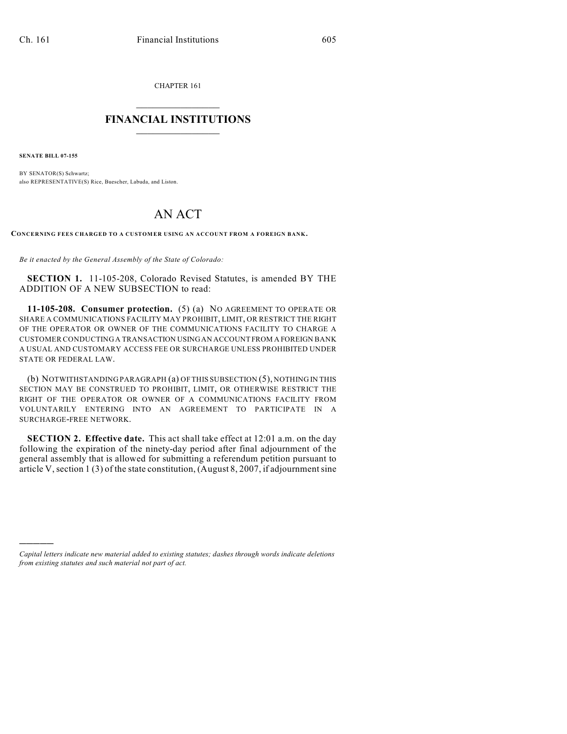CHAPTER 161

# FINANCIAL INSTITUTIONS

**SENATE BILL 07-155**

BY SENATOR(S) Schwartz;
also REPRESENTATIVE(S) Rice, Buescher, Labuda, and Liston.

# AN ACT

**CONCERNING FEES CHARGED TO A CUSTOMER USING AN ACCOUNT FROM A FOREIGN BANK.**

*Be it enacted by the General Assembly of the State of Colorado:*

**SECTION 1.** 11-105-208, Colorado Revised Statutes, is amended BY THE ADDITION OF A NEW SUBSECTION to read:

**11-105-208. Consumer protection.** (5) (a) NO AGREEMENT TO OPERATE OR SHARE A COMMUNICATIONS FACILITY MAY PROHIBIT, LIMIT, OR RESTRICT THE RIGHT OF THE OPERATOR OR OWNER OF THE COMMUNICATIONS FACILITY TO CHARGE A CUSTOMER CONDUCTING A TRANSACTION USING AN ACCOUNT FROM A FOREIGN BANK A USUAL AND CUSTOMARY ACCESS FEE OR SURCHARGE UNLESS PROHIBITED UNDER STATE OR FEDERAL LAW.

(b) NOTWITHSTANDING PARAGRAPH (a) OF THIS SUBSECTION (5), NOTHING IN THIS SECTION MAY BE CONSTRUED TO PROHIBIT, LIMIT, OR OTHERWISE RESTRICT THE RIGHT OF THE OPERATOR OR OWNER OF A COMMUNICATIONS FACILITY FROM VOLUNTARILY ENTERING INTO AN AGREEMENT TO PARTICIPATE IN A SURCHARGE-FREE NETWORK.

**SECTION 2. Effective date.** This act shall take effect at 12:01 a.m. on the day following the expiration of the ninety-day period after final adjournment of the general assembly that is allowed for submitting a referendum petition pursuant to article V, section 1 (3) of the state constitution, (August 8, 2007, if adjournment sine

---

*Capital letters indicate new material added to existing statutes; dashes through words indicate deletions from existing statutes and such material not part of act.*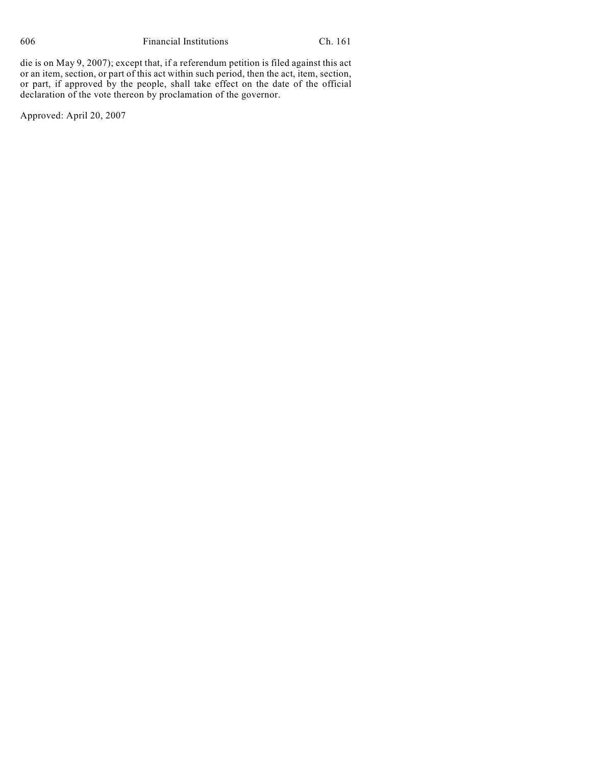die is on May 9, 2007); except that, if a referendum petition is filed against this act or an item, section, or part of this act within such period, then the act, item, section, or part, if approved by the people, shall take effect on the date of the official declaration of the vote thereon by proclamation of the governor.

Approved: April 20, 2007